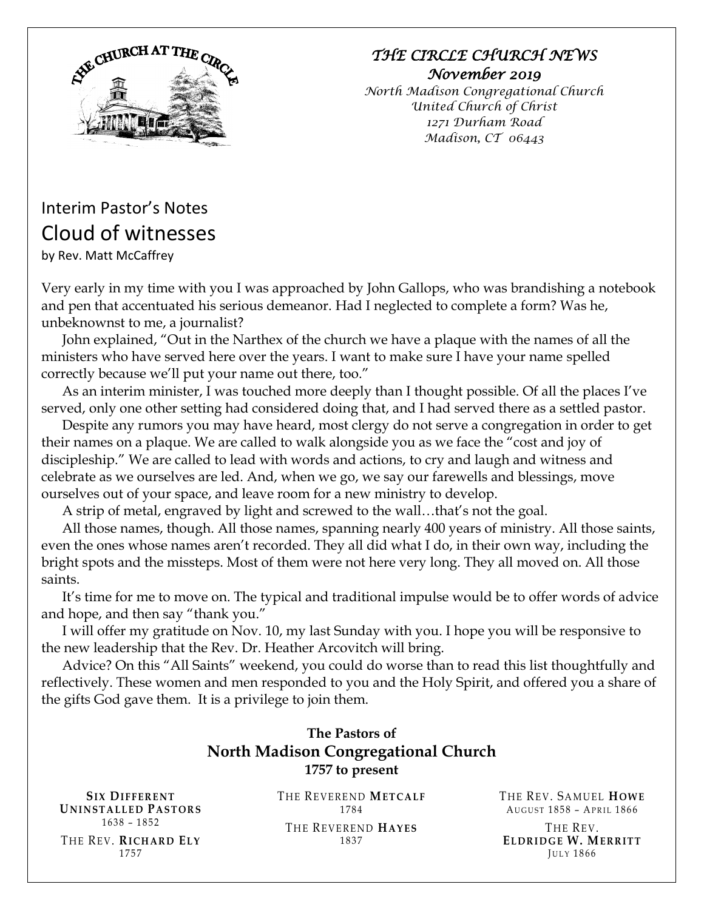*THE CIRCLE CHURCH NEWS*
*November 2019*
*North Madison Congregational Church*
*United Church of Christ*
*1271 Durham Road*
*Madison, CT 06443*

## Interim Pastor's Notes

# Cloud of witnesses

by Rev. Matt McCaffrey

Very early in my time with you I was approached by John Gallops, who was brandishing a notebook and pen that accentuated his serious demeanor. Had I neglected to complete a form? Was he, unbeknownst to me, a journalist?

John explained, "Out in the Narthex of the church we have a plaque with the names of all the ministers who have served here over the years. I want to make sure I have your name spelled correctly because we'll put your name out there, too."

As an interim minister, I was touched more deeply than I thought possible. Of all the places I've served, only one other setting had considered doing that, and I had served there as a settled pastor.

Despite any rumors you may have heard, most clergy do not serve a congregation in order to get their names on a plaque. We are called to walk alongside you as we face the "cost and joy of discipleship." We are called to lead with words and actions, to cry and laugh and witness and celebrate as we ourselves are led. And, when we go, we say our farewells and blessings, move ourselves out of your space, and leave room for a new ministry to develop.

A strip of metal, engraved by light and screwed to the wall…that's not the goal.

All those names, though. All those names, spanning nearly 400 years of ministry. All those saints, even the ones whose names aren't recorded. They all did what I do, in their own way, including the bright spots and the missteps. Most of them were not here very long. They all moved on. All those saints.

It's time for me to move on. The typical and traditional impulse would be to offer words of advice and hope, and then say "thank you."

I will offer my gratitude on Nov. 10, my last Sunday with you. I hope you will be responsive to the new leadership that the Rev. Dr. Heather Arcovitch will bring.

Advice? On this "All Saints" weekend, you could do worse than to read this list thoughtfully and reflectively. These women and men responded to you and the Holy Spirit, and offered you a share of the gifts God gave them. It is a privilege to join them.

**The Pastors of**
**North Madison Congregational Church**
**1757 to present**

**SIX DIFFERENT UNINSTALLED PASTORS**
1638 – 1852

THE REV. **RICHARD ELY**
1757

THE REVEREND **METCALF**
1784

THE REVEREND **HAYES**
1837

THE REV. SAMUEL **HOWE**
AUGUST 1858 – APRIL 1866

THE REV. **ELDRIDGE W. MERRITT**
JULY 1866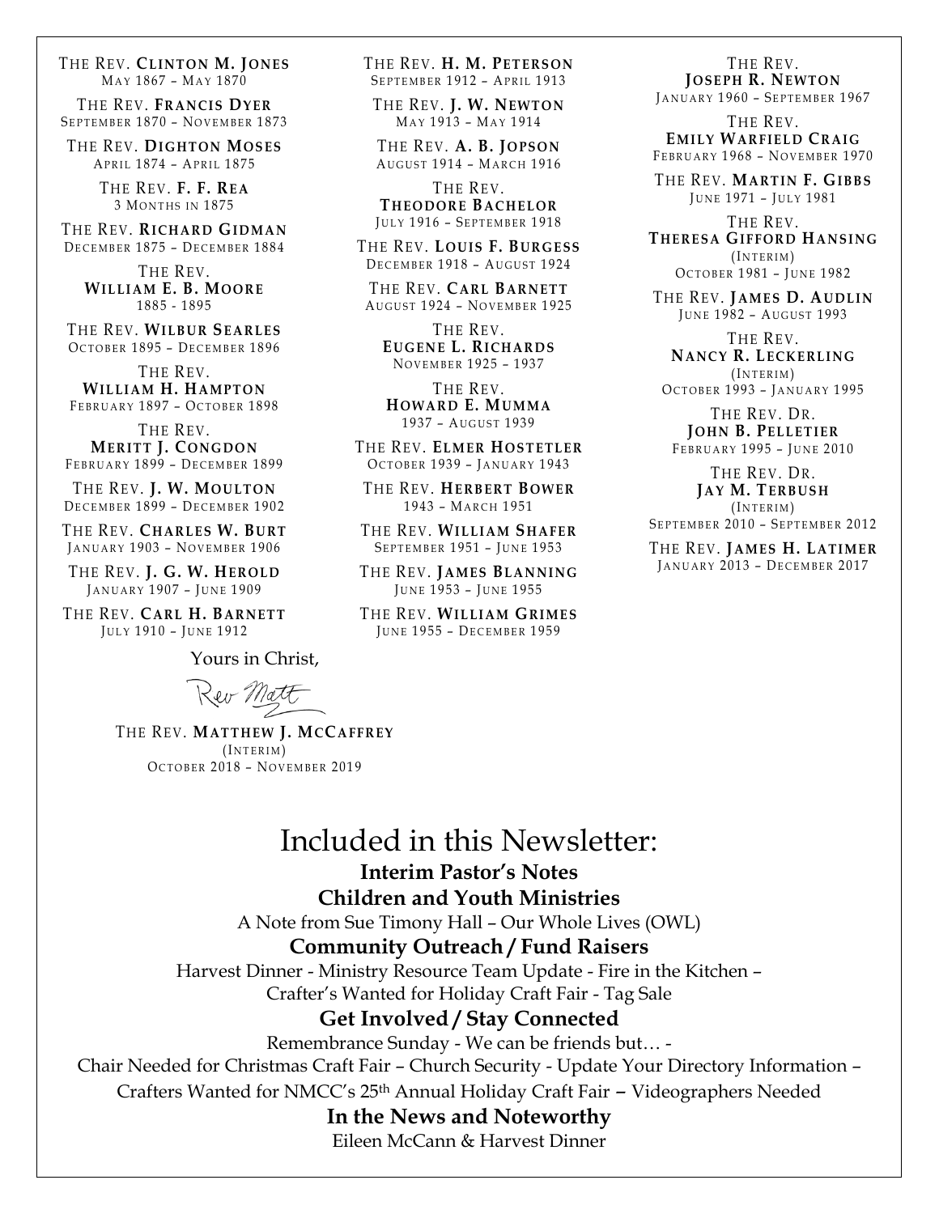THE REV. **CLINTON M. JONES**
MAY 1867 – MAY 1870

THE REV. **FRANCIS DYER**
SEPTEMBER 1870 – NOVEMBER 1873

THE REV. **DIGHTON MOSES**
APRIL 1874 – APRIL 1875

THE REV. **F. F. REA**
3 MONTHS IN 1875

THE REV. **RICHARD GIDMAN**
DECEMBER 1875 – DECEMBER 1884

THE REV.
**WILLIAM E. B. MOORE**
1885 - 1895

THE REV. **WILBUR SEARLES**
OCTOBER 1895 – DECEMBER 1896

THE REV.
**WILLIAM H. HAMPTON**
FEBRUARY 1897 – OCTOBER 1898

THE REV.
**MERITT J. CONGDON**
FEBRUARY 1899 – DECEMBER 1899

THE REV. **J. W. MOULTON**
DECEMBER 1899 – DECEMBER 1902

THE REV. **CHARLES W. BURT**
JANUARY 1903 – NOVEMBER 1906

THE REV. **J. G. W. HEROLD**
JANUARY 1907 – JUNE 1909

THE REV. **CARL H. BARNETT**
JULY 1910 – JUNE 1912

THE REV. **H. M. PETERSON**
SEPTEMBER 1912 – APRIL 1913

THE REV. **J. W. NEWTON**
MAY 1913 – MAY 1914

THE REV. **A. B. JOPSON**
AUGUST 1914 – MARCH 1916

THE REV.
**THEODORE BACHELOR**
JULY 1916 – SEPTEMBER 1918

THE REV. **LOUIS F. BURGESS**
DECEMBER 1918 – AUGUST 1924

THE REV. **CARL BARNETT**
AUGUST 1924 – NOVEMBER 1925

THE REV.
**EUGENE L. RICHARDS**
NOVEMBER 1925 – 1937

THE REV.
**HOWARD E. MUMMA**
1937 – AUGUST 1939

THE REV. **ELMER HOSTETLER**
OCTOBER 1939 – JANUARY 1943

THE REV. **HERBERT BOWER**
1943 – MARCH 1951

THE REV. **WILLIAM SHAFER**
SEPTEMBER 1951 – JUNE 1953

THE REV. **JAMES BLANNING**
JUNE 1953 – JUNE 1955

THE REV. **WILLIAM GRIMES**
JUNE 1955 – DECEMBER 1959

THE REV.
**JOSEPH R. NEWTON**
JANUARY 1960 – SEPTEMBER 1967

THE REV.
**EMILY WARFIELD CRAIG**
FEBRUARY 1968 – NOVEMBER 1970

THE REV. **MARTIN F. GIBBS**
JUNE 1971 – JULY 1981

THE REV.
**THERESA GIFFORD HANSING**
(INTERIM)
OCTOBER 1981 – JUNE 1982

THE REV. **JAMES D. AUDLIN**
JUNE 1982 – AUGUST 1993

THE REV.
**NANCY R. LECKERLING**
(INTERIM)
OCTOBER 1993 – JANUARY 1995

THE REV. DR.
**JOHN B. PELLETIER**
FEBRUARY 1995 – JUNE 2010

THE REV. DR.
**JAY M. TERBUSH**
(INTERIM)
SEPTEMBER 2010 – SEPTEMBER 2012

THE REV. **JAMES H. LATIMER**
JANUARY 2013 – DECEMBER 2017

Yours in Christ,

Rev Matt

THE REV. **MATTHEW J. MCCAFFREY**
(INTERIM)
OCTOBER 2018 – NOVEMBER 2019

# Included in this Newsletter:

**Interim Pastor's Notes**

**Children and Youth Ministries**

A Note from Sue Timony Hall – Our Whole Lives (OWL)

**Community Outreach / Fund Raisers**

Harvest Dinner - Ministry Resource Team Update - Fire in the Kitchen –
Crafter's Wanted for Holiday Craft Fair - Tag Sale

**Get Involved / Stay Connected**

Remembrance Sunday - We can be friends but… -
Chair Needed for Christmas Craft Fair – Church Security - Update Your Directory Information –
Crafters Wanted for NMCC's 25th Annual Holiday Craft Fair – Videographers Needed

**In the News and Noteworthy**

Eileen McCann & Harvest Dinner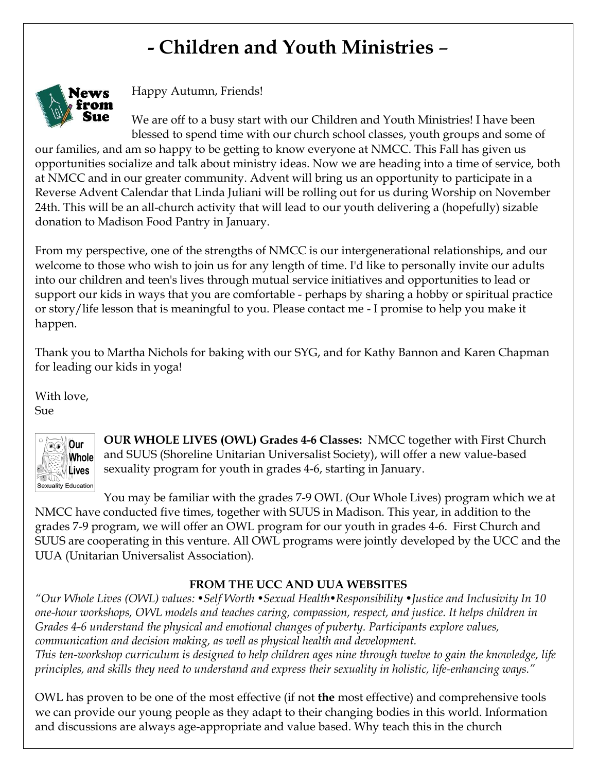# - Children and Youth Ministries –

Happy Autumn, Friends!

We are off to a busy start with our Children and Youth Ministries! I have been blessed to spend time with our church school classes, youth groups and some of our families, and am so happy to be getting to know everyone at NMCC. This Fall has given us opportunities socialize and talk about ministry ideas. Now we are heading into a time of service, both at NMCC and in our greater community. Advent will bring us an opportunity to participate in a Reverse Advent Calendar that Linda Juliani will be rolling out for us during Worship on November 24th. This will be an all-church activity that will lead to our youth delivering a (hopefully) sizable donation to Madison Food Pantry in January.

From my perspective, one of the strengths of NMCC is our intergenerational relationships, and our welcome to those who wish to join us for any length of time. I'd like to personally invite our adults into our children and teen's lives through mutual service initiatives and opportunities to lead or support our kids in ways that you are comfortable - perhaps by sharing a hobby or spiritual practice or story/life lesson that is meaningful to you. Please contact me - I promise to help you make it happen.

Thank you to Martha Nichols for baking with our SYG, and for Kathy Bannon and Karen Chapman for leading our kids in yoga!

With love,
Sue

**OUR WHOLE LIVES (OWL) Grades 4-6 Classes:** NMCC together with First Church and SUUS (Shoreline Unitarian Universalist Society), will offer a new value-based sexuality program for youth in grades 4-6, starting in January.

You may be familiar with the grades 7-9 OWL (Our Whole Lives) program which we at NMCC have conducted five times, together with SUUS in Madison. This year, in addition to the grades 7-9 program, we will offer an OWL program for our youth in grades 4-6. First Church and SUUS are cooperating in this venture. All OWL programs were jointly developed by the UCC and the UUA (Unitarian Universalist Association).

**FROM THE UCC AND UUA WEBSITES**

*"Our Whole Lives (OWL) values: •Self Worth •Sexual Health•Responsibility •Justice and Inclusivity In 10 one-hour workshops, OWL models and teaches caring, compassion, respect, and justice. It helps children in Grades 4-6 understand the physical and emotional changes of puberty. Participants explore values, communication and decision making, as well as physical health and development.*
*This ten-workshop curriculum is designed to help children ages nine through twelve to gain the knowledge, life principles, and skills they need to understand and express their sexuality in holistic, life-enhancing ways."*

OWL has proven to be one of the most effective (if not **the** most effective) and comprehensive tools we can provide our young people as they adapt to their changing bodies in this world. Information and discussions are always age-appropriate and value based. Why teach this in the church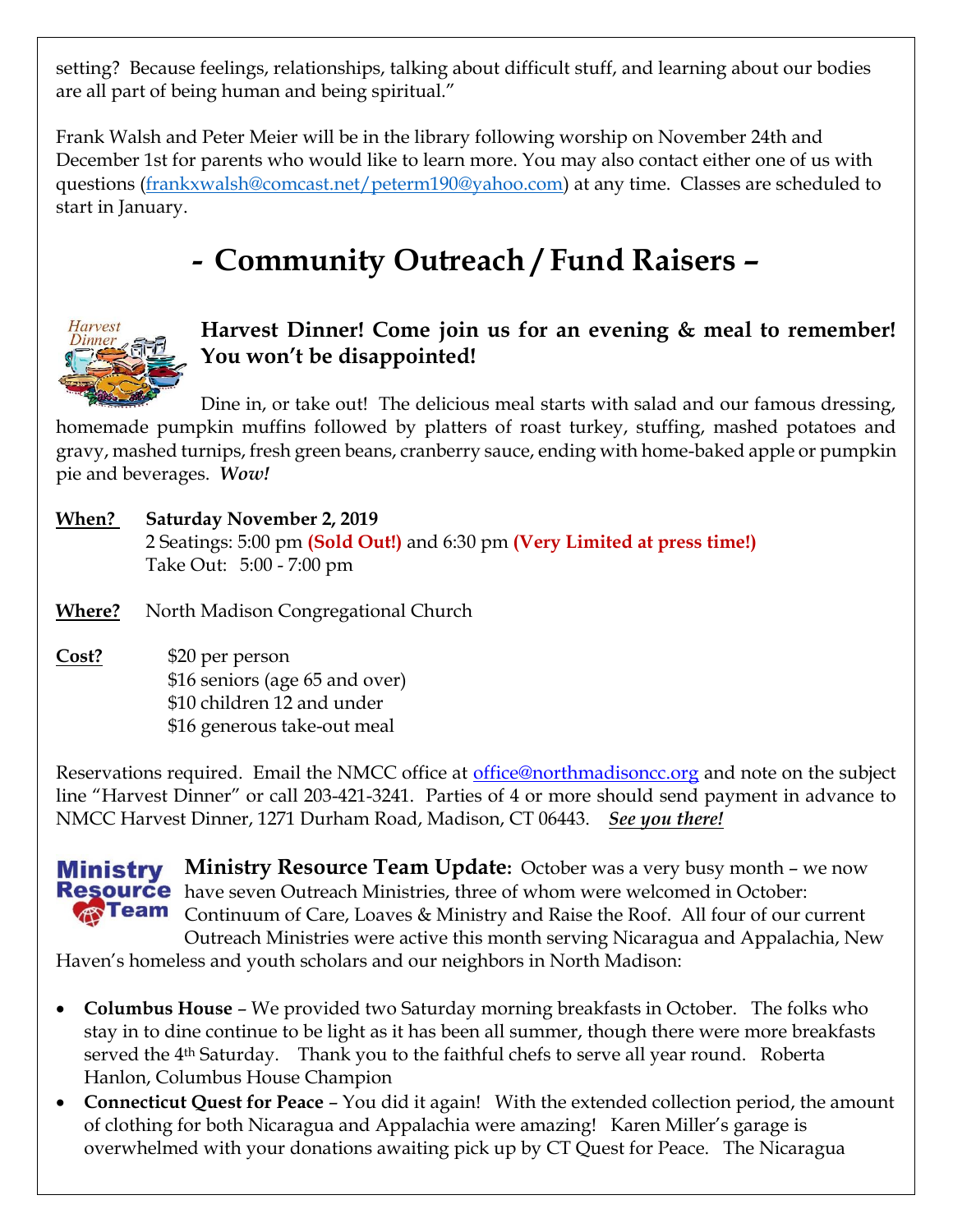setting? Because feelings, relationships, talking about difficult stuff, and learning about our bodies are all part of being human and being spiritual."

Frank Walsh and Peter Meier will be in the library following worship on November 24th and December 1st for parents who would like to learn more. You may also contact either one of us with questions (frankxwalsh@comcast.net/peterm190@yahoo.com) at any time. Classes are scheduled to start in January.

# - Community Outreach / Fund Raisers –

**Harvest Dinner! Come join us for an evening & meal to remember! You won't be disappointed!**

Dine in, or take out! The delicious meal starts with salad and our famous dressing, homemade pumpkin muffins followed by platters of roast turkey, stuffing, mashed potatoes and gravy, mashed turnips, fresh green beans, cranberry sauce, ending with home-baked apple or pumpkin pie and beverages. ***Wow!***

**When?** **Saturday November 2, 2019**
2 Seatings: 5:00 pm **(Sold Out!)** and 6:30 pm **(Very Limited at press time!)**
Take Out: 5:00 - 7:00 pm

**Where?** North Madison Congregational Church

**Cost?** $20 per person
$16 seniors (age 65 and over)
$10 children 12 and under
$16 generous take-out meal

Reservations required. Email the NMCC office at office@northmadisoncc.org and note on the subject line "Harvest Dinner" or call 203-421-3241. Parties of 4 or more should send payment in advance to NMCC Harvest Dinner, 1271 Durham Road, Madison, CT 06443. ***See you there!***

**Ministry Resource Team Update:** October was a very busy month – we now have seven Outreach Ministries, three of whom were welcomed in October: Continuum of Care, Loaves & Ministry and Raise the Roof. All four of our current Outreach Ministries were active this month serving Nicaragua and Appalachia, New Haven's homeless and youth scholars and our neighbors in North Madison:

- **Columbus House** – We provided two Saturday morning breakfasts in October. The folks who stay in to dine continue to be light as it has been all summer, though there were more breakfasts served the 4th Saturday. Thank you to the faithful chefs to serve all year round. Roberta Hanlon, Columbus House Champion
- **Connecticut Quest for Peace** – You did it again! With the extended collection period, the amount of clothing for both Nicaragua and Appalachia were amazing! Karen Miller's garage is overwhelmed with your donations awaiting pick up by CT Quest for Peace. The Nicaragua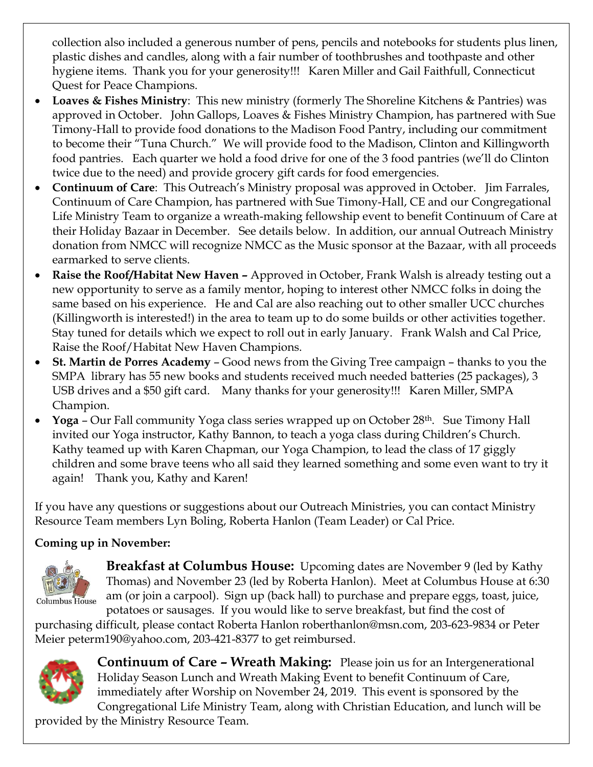collection also included a generous number of pens, pencils and notebooks for students plus linen, plastic dishes and candles, along with a fair number of toothbrushes and toothpaste and other hygiene items. Thank you for your generosity!!! Karen Miller and Gail Faithfull, Connecticut Quest for Peace Champions.

- **Loaves & Fishes Ministry**: This new ministry (formerly The Shoreline Kitchens & Pantries) was approved in October. John Gallops, Loaves & Fishes Ministry Champion, has partnered with Sue Timony-Hall to provide food donations to the Madison Food Pantry, including our commitment to become their "Tuna Church." We will provide food to the Madison, Clinton and Killingworth food pantries. Each quarter we hold a food drive for one of the 3 food pantries (we'll do Clinton twice due to the need) and provide grocery gift cards for food emergencies.
- **Continuum of Care**: This Outreach's Ministry proposal was approved in October. Jim Farrales, Continuum of Care Champion, has partnered with Sue Timony-Hall, CE and our Congregational Life Ministry Team to organize a wreath-making fellowship event to benefit Continuum of Care at their Holiday Bazaar in December. See details below. In addition, our annual Outreach Ministry donation from NMCC will recognize NMCC as the Music sponsor at the Bazaar, with all proceeds earmarked to serve clients.
- **Raise the Roof/Habitat New Haven –** Approved in October, Frank Walsh is already testing out a new opportunity to serve as a family mentor, hoping to interest other NMCC folks in doing the same based on his experience. He and Cal are also reaching out to other smaller UCC churches (Killingworth is interested!) in the area to team up to do some builds or other activities together. Stay tuned for details which we expect to roll out in early January. Frank Walsh and Cal Price, Raise the Roof/Habitat New Haven Champions.
- **St. Martin de Porres Academy** – Good news from the Giving Tree campaign – thanks to you the SMPA library has 55 new books and students received much needed batteries (25 packages), 3 USB drives and a $50 gift card. Many thanks for your generosity!!! Karen Miller, SMPA Champion.
- **Yoga** – Our Fall community Yoga class series wrapped up on October 28th. Sue Timony Hall invited our Yoga instructor, Kathy Bannon, to teach a yoga class during Children's Church. Kathy teamed up with Karen Chapman, our Yoga Champion, to lead the class of 17 giggly children and some brave teens who all said they learned something and some even want to try it again! Thank you, Kathy and Karen!

If you have any questions or suggestions about our Outreach Ministries, you can contact Ministry Resource Team members Lyn Boling, Roberta Hanlon (Team Leader) or Cal Price.

**Coming up in November:**

Columbus House

**Breakfast at Columbus House:** Upcoming dates are November 9 (led by Kathy Thomas) and November 23 (led by Roberta Hanlon). Meet at Columbus House at 6:30 am (or join a carpool). Sign up (back hall) to purchase and prepare eggs, toast, juice, potatoes or sausages. If you would like to serve breakfast, but find the cost of purchasing difficult, please contact Roberta Hanlon roberthanlon@msn.com, 203-623-9834 or Peter Meier peterm190@yahoo.com, 203-421-8377 to get reimbursed.

**Continuum of Care – Wreath Making:** Please join us for an Intergenerational Holiday Season Lunch and Wreath Making Event to benefit Continuum of Care, immediately after Worship on November 24, 2019. This event is sponsored by the Congregational Life Ministry Team, along with Christian Education, and lunch will be provided by the Ministry Resource Team.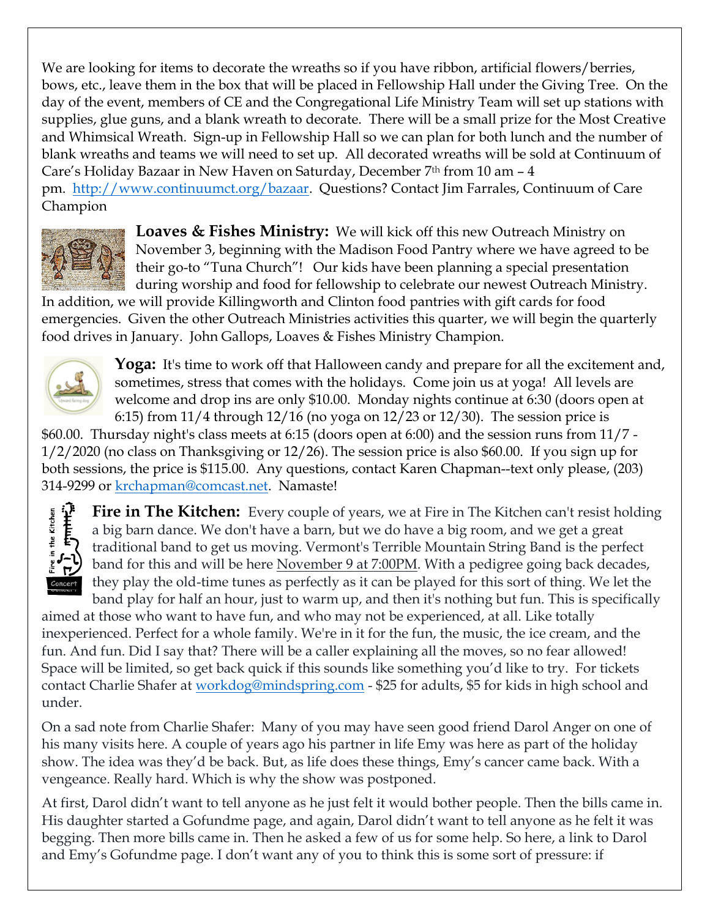We are looking for items to decorate the wreaths so if you have ribbon, artificial flowers/berries, bows, etc., leave them in the box that will be placed in Fellowship Hall under the Giving Tree. On the day of the event, members of CE and the Congregational Life Ministry Team will set up stations with supplies, glue guns, and a blank wreath to decorate. There will be a small prize for the Most Creative and Whimsical Wreath. Sign-up in Fellowship Hall so we can plan for both lunch and the number of blank wreaths and teams we will need to set up. All decorated wreaths will be sold at Continuum of Care's Holiday Bazaar in New Haven on Saturday, December 7th from 10 am – 4 pm. http://www.continuumct.org/bazaar. Questions? Contact Jim Farrales, Continuum of Care Champion

**Loaves & Fishes Ministry:** We will kick off this new Outreach Ministry on November 3, beginning with the Madison Food Pantry where we have agreed to be their go-to "Tuna Church"! Our kids have been planning a special presentation during worship and food for fellowship to celebrate our newest Outreach Ministry. In addition, we will provide Killingworth and Clinton food pantries with gift cards for food emergencies. Given the other Outreach Ministries activities this quarter, we will begin the quarterly food drives in January. John Gallops, Loaves & Fishes Ministry Champion.

**Yoga:** It's time to work off that Halloween candy and prepare for all the excitement and, sometimes, stress that comes with the holidays. Come join us at yoga! All levels are welcome and drop ins are only $10.00. Monday nights continue at 6:30 (doors open at 6:15) from 11/4 through 12/16 (no yoga on 12/23 or 12/30). The session price is $60.00. Thursday night's class meets at 6:15 (doors open at 6:00) and the session runs from 11/7 - 1/2/2020 (no class on Thanksgiving or 12/26). The session price is also $60.00. If you sign up for both sessions, the price is $115.00. Any questions, contact Karen Chapman--text only please, (203) 314-9299 or krchapman@comcast.net. Namaste!

**Fire in The Kitchen:** Every couple of years, we at Fire in The Kitchen can't resist holding a big barn dance. We don't have a barn, but we do have a big room, and we get a great traditional band to get us moving. Vermont's Terrible Mountain String Band is the perfect band for this and will be here November 9 at 7:00PM. With a pedigree going back decades, they play the old-time tunes as perfectly as it can be played for this sort of thing. We let the band play for half an hour, just to warm up, and then it's nothing but fun. This is specifically aimed at those who want to have fun, and who may not be experienced, at all. Like totally inexperienced. Perfect for a whole family. We're in it for the fun, the music, the ice cream, and the fun. And fun. Did I say that? There will be a caller explaining all the moves, so no fear allowed! Space will be limited, so get back quick if this sounds like something you'd like to try. For tickets contact Charlie Shafer at workdog@mindspring.com - $25 for adults, $5 for kids in high school and under.

On a sad note from Charlie Shafer: Many of you may have seen good friend Darol Anger on one of his many visits here. A couple of years ago his partner in life Emy was here as part of the holiday show. The idea was they'd be back. But, as life does these things, Emy's cancer came back. With a vengeance. Really hard. Which is why the show was postponed.

At first, Darol didn't want to tell anyone as he just felt it would bother people. Then the bills came in. His daughter started a Gofundme page, and again, Darol didn't want to tell anyone as he felt it was begging. Then more bills came in. Then he asked a few of us for some help. So here, a link to Darol and Emy's Gofundme page. I don't want any of you to think this is some sort of pressure: if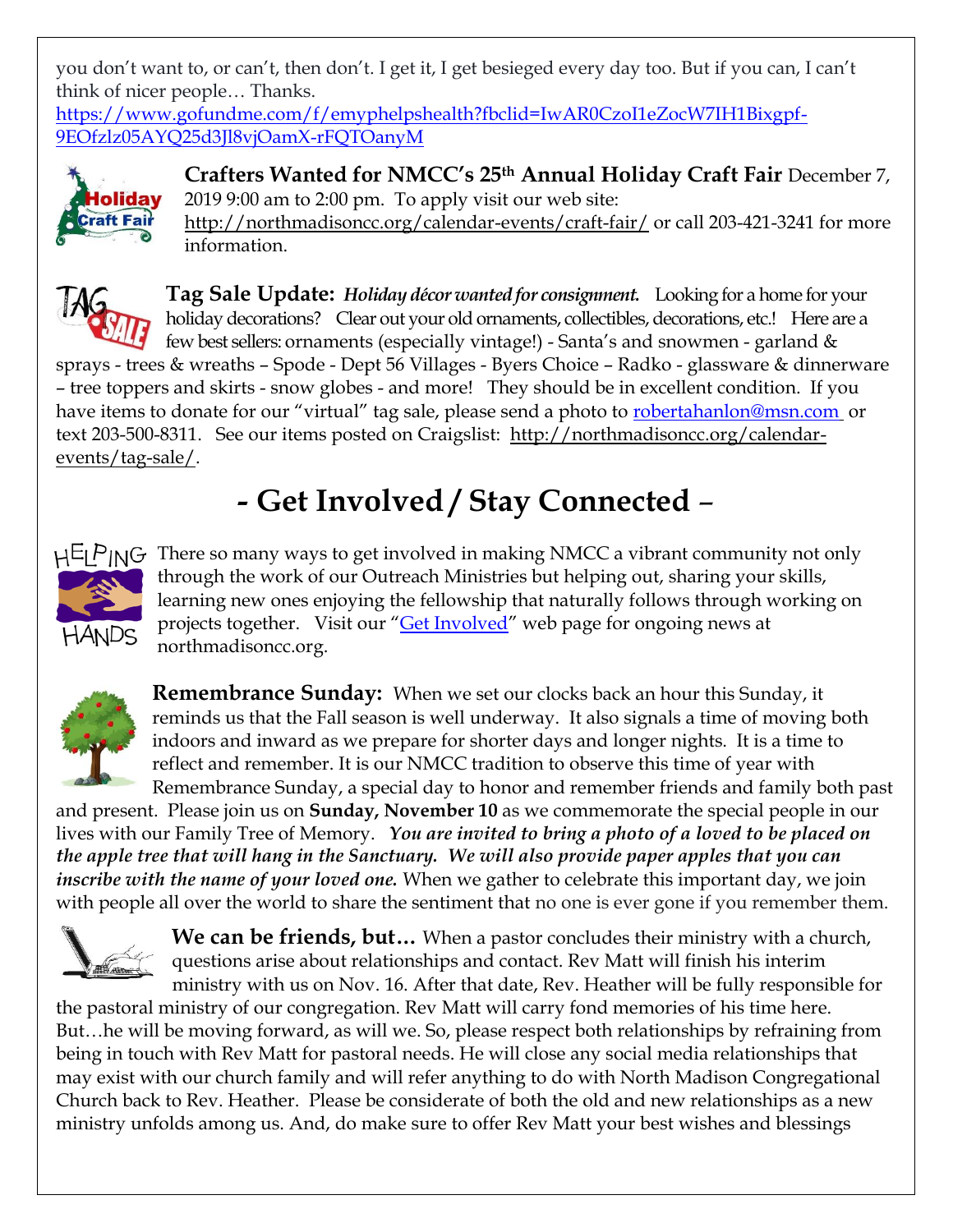you don't want to, or can't, then don't. I get it, I get besieged every day too. But if you can, I can't think of nicer people… Thanks.
https://www.gofundme.com/f/emyphelpshealth?fbclid=IwAR0CzoI1eZocW7IH1Bixgpf-9EOfzlz05AYQ25d3Jl8vjOamX-rFQTOanyM

**Crafters Wanted for NMCC's 25th Annual Holiday Craft Fair** December 7, 2019 9:00 am to 2:00 pm. To apply visit our web site: http://northmadisoncc.org/calendar-events/craft-fair/ or call 203-421-3241 for more information.

**Tag Sale Update:** ***Holiday décor wanted for consignment.*** Looking for a home for your holiday decorations? Clear out your old ornaments, collectibles, decorations, etc.! Here are a few best sellers: ornaments (especially vintage!) - Santa's and snowmen - garland & sprays - trees & wreaths – Spode - Dept 56 Villages - Byers Choice – Radko - glassware & dinnerware – tree toppers and skirts - snow globes - and more! They should be in excellent condition. If you have items to donate for our "virtual" tag sale, please send a photo to robertahanlon@msn.com or text 203-500-8311. See our items posted on Craigslist: http://northmadisoncc.org/calendar-events/tag-sale/.

# - Get Involved / Stay Connected –

There so many ways to get involved in making NMCC a vibrant community not only through the work of our Outreach Ministries but helping out, sharing your skills, learning new ones enjoying the fellowship that naturally follows through working on projects together. Visit our "Get Involved" web page for ongoing news at northmadisoncc.org.

**Remembrance Sunday:** When we set our clocks back an hour this Sunday, it reminds us that the Fall season is well underway. It also signals a time of moving both indoors and inward as we prepare for shorter days and longer nights. It is a time to reflect and remember. It is our NMCC tradition to observe this time of year with Remembrance Sunday, a special day to honor and remember friends and family both past and present. Please join us on **Sunday, November 10** as we commemorate the special people in our lives with our Family Tree of Memory. ***You are invited to bring a photo of a loved to be placed on the apple tree that will hang in the Sanctuary. We will also provide paper apples that you can inscribe with the name of your loved one.*** When we gather to celebrate this important day, we join with people all over the world to share the sentiment that no one is ever gone if you remember them.

**We can be friends, but…** When a pastor concludes their ministry with a church, questions arise about relationships and contact. Rev Matt will finish his interim ministry with us on Nov. 16. After that date, Rev. Heather will be fully responsible for the pastoral ministry of our congregation. Rev Matt will carry fond memories of his time here. But…he will be moving forward, as will we. So, please respect both relationships by refraining from being in touch with Rev Matt for pastoral needs. He will close any social media relationships that may exist with our church family and will refer anything to do with North Madison Congregational Church back to Rev. Heather. Please be considerate of both the old and new relationships as a new ministry unfolds among us. And, do make sure to offer Rev Matt your best wishes and blessings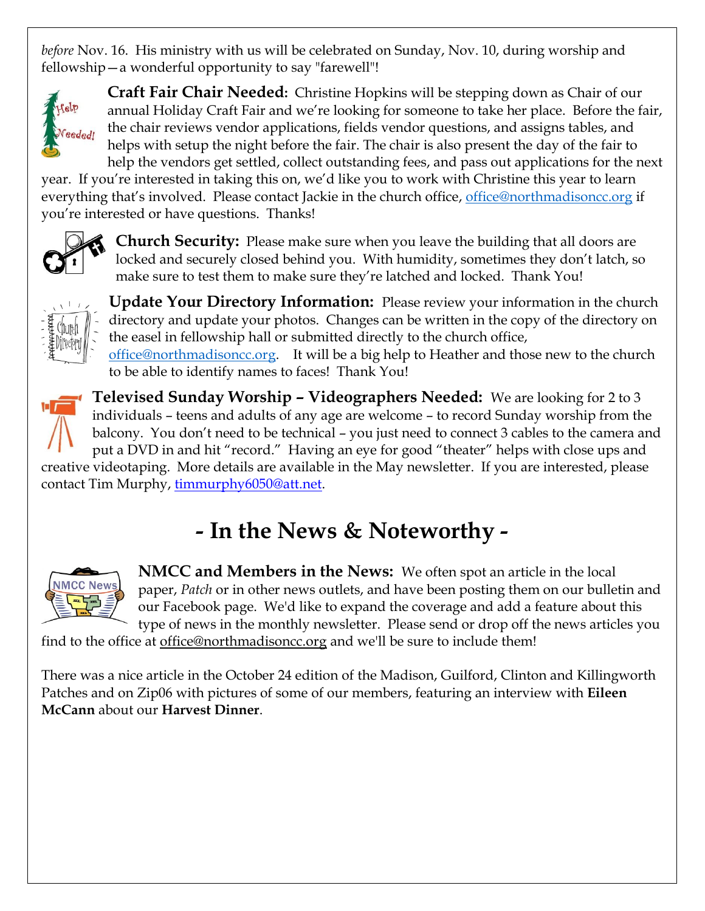*before* Nov. 16. His ministry with us will be celebrated on Sunday, Nov. 10, during worship and fellowship—a wonderful opportunity to say "farewell"!

**Craft Fair Chair Needed:** Christine Hopkins will be stepping down as Chair of our annual Holiday Craft Fair and we're looking for someone to take her place. Before the fair, the chair reviews vendor applications, fields vendor questions, and assigns tables, and helps with setup the night before the fair. The chair is also present the day of the fair to help the vendors get settled, collect outstanding fees, and pass out applications for the next year. If you're interested in taking this on, we'd like you to work with Christine this year to learn everything that's involved. Please contact Jackie in the church office, office@northmadisoncc.org if you're interested or have questions. Thanks!

**Church Security:** Please make sure when you leave the building that all doors are locked and securely closed behind you. With humidity, sometimes they don't latch, so make sure to test them to make sure they're latched and locked. Thank You!

**Update Your Directory Information:** Please review your information in the church directory and update your photos. Changes can be written in the copy of the directory on the easel in fellowship hall or submitted directly to the church office, office@northmadisoncc.org. It will be a big help to Heather and those new to the church to be able to identify names to faces! Thank You!

**Televised Sunday Worship – Videographers Needed:** We are looking for 2 to 3 individuals – teens and adults of any age are welcome – to record Sunday worship from the balcony. You don't need to be technical – you just need to connect 3 cables to the camera and put a DVD in and hit "record." Having an eye for good "theater" helps with close ups and creative videotaping. More details are available in the May newsletter. If you are interested, please contact Tim Murphy, timmurphy6050@att.net.

# - In the News & Noteworthy -

**NMCC and Members in the News:** We often spot an article in the local paper, *Patch* or in other news outlets, and have been posting them on our bulletin and our Facebook page. We'd like to expand the coverage and add a feature about this type of news in the monthly newsletter. Please send or drop off the news articles you find to the office at office@northmadisoncc.org and we'll be sure to include them!

There was a nice article in the October 24 edition of the Madison, Guilford, Clinton and Killingworth Patches and on Zip06 with pictures of some of our members, featuring an interview with **Eileen McCann** about our **Harvest Dinner**.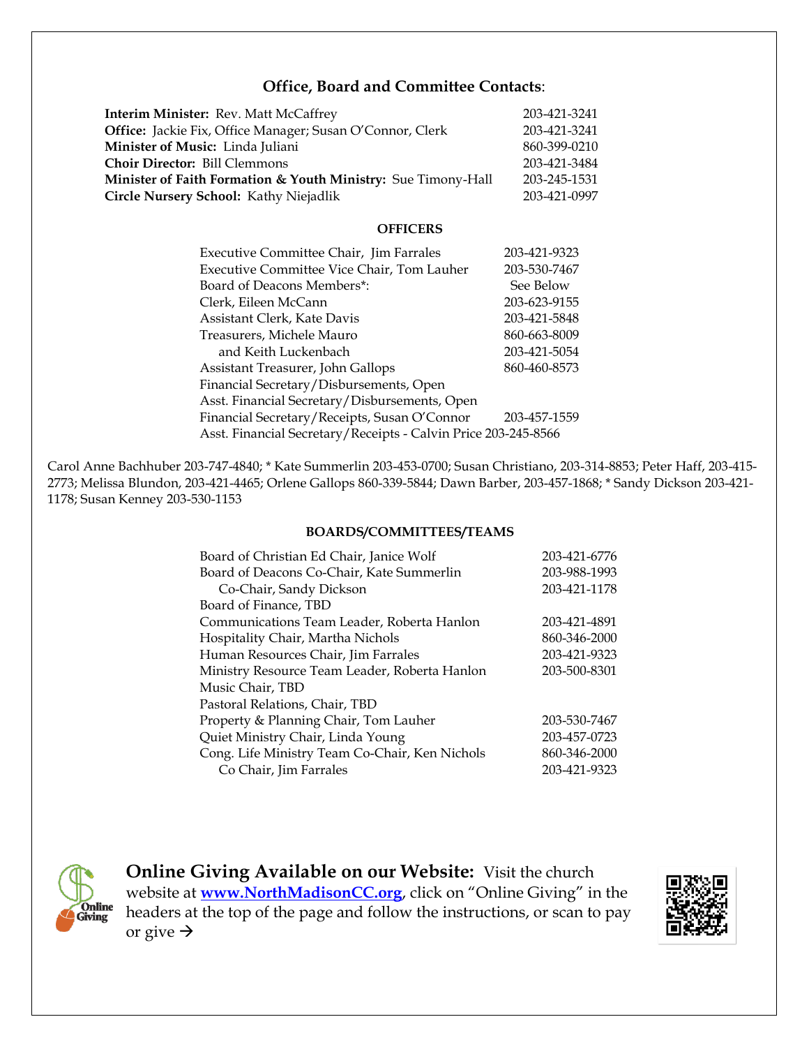## Office, Board and Committee Contacts:

| | |
|---|---|
| **Interim Minister:** Rev. Matt McCaffrey | 203-421-3241 |
| **Office:** Jackie Fix, Office Manager; Susan O'Connor, Clerk | 203-421-3241 |
| **Minister of Music:** Linda Juliani | 860-399-0210 |
| **Choir Director:** Bill Clemmons | 203-421-3484 |
| **Minister of Faith Formation & Youth Ministry:** Sue Timony-Hall | 203-245-1531 |
| **Circle Nursery School:** Kathy Niejadlik | 203-421-0997 |

### OFFICERS

| | |
|---|---|
| Executive Committee Chair, Jim Farrales | 203-421-9323 |
| Executive Committee Vice Chair, Tom Lauher | 203-530-7467 |
| Board of Deacons Members*: | See Below |
| Clerk, Eileen McCann | 203-623-9155 |
| Assistant Clerk, Kate Davis | 203-421-5848 |
| Treasurers, Michele Mauro | 860-663-8009 |
| and Keith Luckenbach | 203-421-5054 |
| Assistant Treasurer, John Gallops | 860-460-8573 |
| Financial Secretary/Disbursements, Open | |
| Asst. Financial Secretary/Disbursements, Open | |
| Financial Secretary/Receipts, Susan O'Connor | 203-457-1559 |
| Asst. Financial Secretary/Receipts - Calvin Price 203-245-8566 | |

Carol Anne Bachhuber 203-747-4840; * Kate Summerlin 203-453-0700; Susan Christiano, 203-314-8853; Peter Haff, 203-415-2773; Melissa Blundon, 203-421-4465; Orlene Gallops 860-339-5844; Dawn Barber, 203-457-1868; * Sandy Dickson 203-421-1178; Susan Kenney 203-530-1153

### BOARDS/COMMITTEES/TEAMS

| | |
|---|---|
| Board of Christian Ed Chair, Janice Wolf | 203-421-6776 |
| Board of Deacons Co-Chair, Kate Summerlin | 203-988-1993 |
| Co-Chair, Sandy Dickson | 203-421-1178 |
| Board of Finance, TBD | |
| Communications Team Leader, Roberta Hanlon | 203-421-4891 |
| Hospitality Chair, Martha Nichols | 860-346-2000 |
| Human Resources Chair, Jim Farrales | 203-421-9323 |
| Ministry Resource Team Leader, Roberta Hanlon | 203-500-8301 |
| Music Chair, TBD | |
| Pastoral Relations, Chair, TBD | |
| Property & Planning Chair, Tom Lauher | 203-530-7467 |
| Quiet Ministry Chair, Linda Young | 203-457-0723 |
| Cong. Life Ministry Team Co-Chair, Ken Nichols | 860-346-2000 |
| Co Chair, Jim Farrales | 203-421-9323 |

**Online Giving Available on our Website:** Visit the church website at **www.NorthMadisonCC.org**, click on "Online Giving" in the headers at the top of the page and follow the instructions, or scan to pay or give →